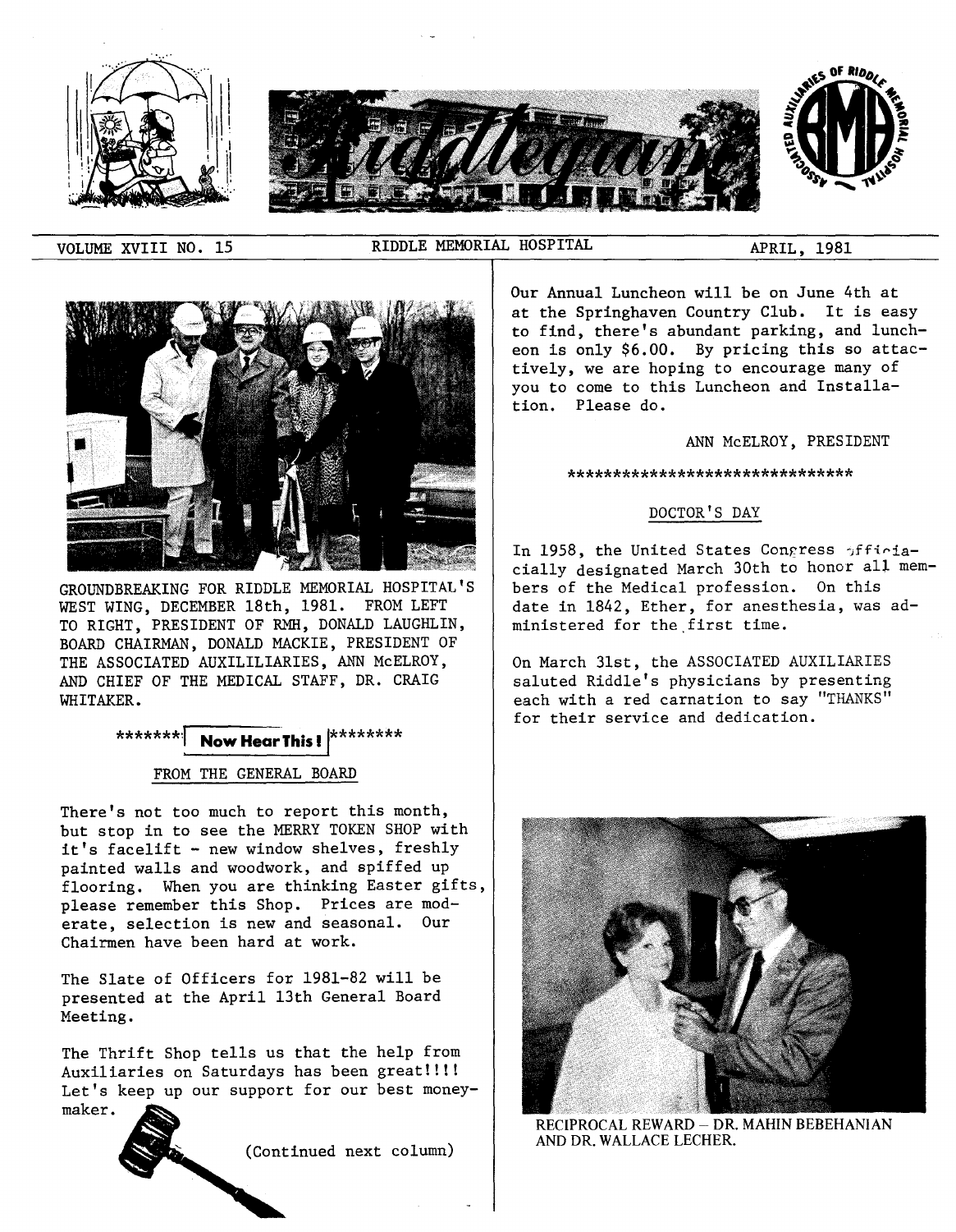# Riddlegram

VOLUME XVIII NO. 15 — RIDDLE MEMORIAL HOSPITAL — APRIL, 1981

GROUNDBREAKING FOR RIDDLE MEMORIAL HOSPITAL'S WEST WING, DECEMBER 18th, 1981. FROM LEFT TO RIGHT, PRESIDENT OF RMH, DONALD LAUGHLIN, BOARD CHAIRMAN, DONALD MACKIE, PRESIDENT OF THE ASSOCIATED AUXILILIARIES, ANN McELROY, AND CHIEF OF THE MEDICAL STAFF, DR. CRAIG WHITAKER.

******* **Now Hear This!** ********

## FROM THE GENERAL BOARD

There's not too much to report this month, but stop in to see the MERRY TOKEN SHOP with it's facelift - new window shelves, freshly painted walls and woodwork, and spiffed up flooring. When you are thinking Easter gifts, please remember this Shop. Prices are moderate, selection is new and seasonal. Our Chairmen have been hard at work.

The Slate of Officers for 1981-82 will be presented at the April 13th General Board Meeting.

The Thrift Shop tells us that the help from Auxiliaries on Saturdays has been great!!!! Let's keep up our support for our best money-maker.

(Continued next column)

Our Annual Luncheon will be on June 4th at at the Springhaven Country Club. It is easy to find, there's abundant parking, and luncheon is only $6.00. By pricing this so attactively, we are hoping to encourage many of you to come to this Luncheon and Installation. Please do.

ANN McELROY, PRESIDENT

********************************

## DOCTOR'S DAY

In 1958, the United States Congress officiacially designated March 30th to honor all members of the Medical profession. On this date in 1842, Ether, for anesthesia, was administered for the first time.

On March 31st, the ASSOCIATED AUXILIARIES saluted Riddle's physicians by presenting each with a red carnation to say "THANKS" for their service and dedication.

RECIPROCAL REWARD – DR. MAHIN BEBEHANIAN AND DR. WALLACE LECHER.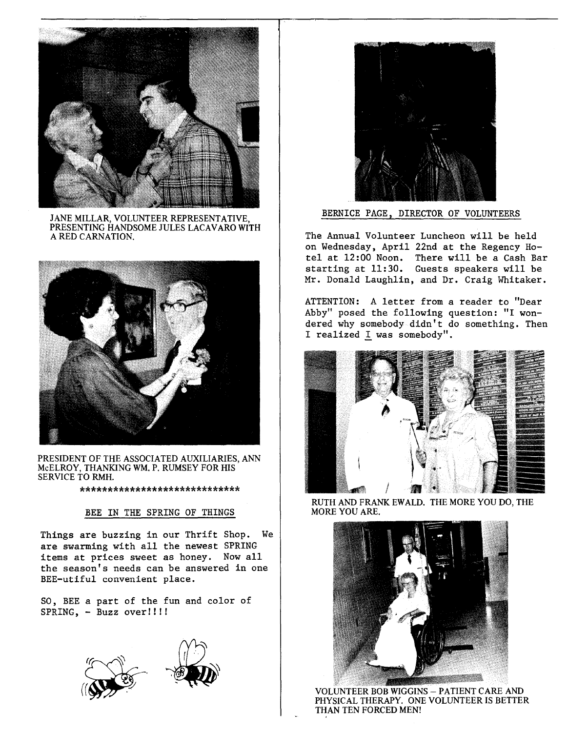JANE MILLAR, VOLUNTEER REPRESENTATIVE, PRESENTING HANDSOME JULES LACAVARO WITH A RED CARNATION.

PRESIDENT OF THE ASSOCIATED AUXILIARIES, ANN McELROY, THANKING WM. P. RUMSEY FOR HIS SERVICE TO RMH.

******************************

## BEE IN THE SPRING OF THINGS

Things are buzzing in our Thrift Shop. We are swarming with all the newest SPRING items at prices sweet as honey. Now all the season's needs can be answered in one BEE-utiful convenient place.

SO, BEE a part of the fun and color of SPRING, - Buzz over!!!!

BERNICE PAGE, DIRECTOR OF VOLUNTEERS

The Annual Volunteer Luncheon will be held on Wednesday, April 22nd at the Regency Hotel at 12:00 Noon. There will be a Cash Bar starting at 11:30. Guests speakers will be Mr. Donald Laughlin, and Dr. Craig Whitaker.

ATTENTION: A letter from a reader to "Dear Abby" posed the following question: "I wondered why somebody didn't do something. Then I realized I was somebody".

RUTH AND FRANK EWALD. THE MORE YOU DO, THE MORE YOU ARE.

VOLUNTEER BOB WIGGINS – PATIENT CARE AND PHYSICAL THERAPY. ONE VOLUNTEER IS BETTER THAN TEN FORCED MEN!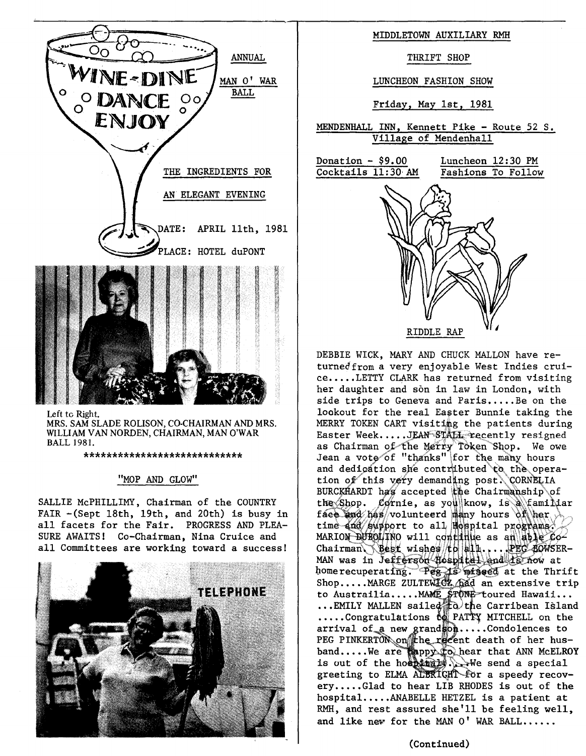WINE-DINE DANCE ENJOY

ANNUAL

MAN O' WAR BALL

THE INGREDIENTS FOR

AN ELEGANT EVENING

DATE: APRIL 11th, 1981

PLACE: HOTEL duPONT

Left to Right.
MRS. SAM SLADE ROLISON, CO-CHAIRMAN AND MRS. WILLIAM VAN NORDEN, CHAIRMAN, MAN O'WAR BALL 1981.

****************************

## "MOP AND GLOW"

SALLIE McPHILLIMY, Chairman of the COUNTRY FAIR -(Sept 18th, 19th, and 20th) is busy in all facets for the Fair. PROGRESS AND PLEASURE AWAITS! Co-Chairman, Nina Cruice and all Committees are working toward a success!

TELEPHONE

## MIDDLETOWN AUXILIARY RMH

## THRIFT SHOP

## LUNCHEON FASHION SHOW

Friday, May 1st, 1981

MENDENHALL INN, Kennett Pike - Route 52 S.
Village of Mendenhall

Donation - $9.00 Luncheon 12:30 PM
Cocktails 11:30 AM Fashions To Follow

## RIDDLE RAP

DEBBIE WICK, MARY AND CHUCK MALLON have returned from a very enjoyable West Indies cruice.....LETTY CLARK has returned from visiting her daughter and sòn in law in London, with side trips to Geneva and Paris.....Be on the lookout for the real Easter Bunnie taking the MERRY TOKEN CART visiting the patients during Easter Week.....JEAN STALL recently resigned as Chairman of the Merry Token Shop. We owe Jean a vote of "thanks" for the many hours and dedication she contributed to the operation of this very demanding post. CORNELIA BURCKHARDT has accepted the Chairmanship of the Shop. Cornie, as you know, is a familiar face and has volunteerd many hours of her time and support to all Hospital programs. MARION DUBOLINO will continue as an able Co-Chairman. Best wishes to all.....PEG BOWSERMAN was in Jefferson Hospital and is now at home recuperating. Peg is missed at the Thrift Shop.....MARGE ZULTEWICZ had an extensive trip to Austrailia.....MAME STONE toured Hawaii... ...EMILY MALLEN sailed to the Carribean Island .....Congratulations to PATTY MITCHELL on the arrival of a new grandson.....Condolences to PEG PINKERTON on the recent death of her husband.....We are happy to hear that ANN McELROY is out of the hospital.....We send a special greeting to ELMA ALBRIGHT for a speedy recovery.....Glad to hear LIB RHODES is out of the hospital.....ANABELLE HETZEL is a patient at RMH, and rest assured she'll be feeling well, and like new for the MAN O' WAR BALL......

(Continued)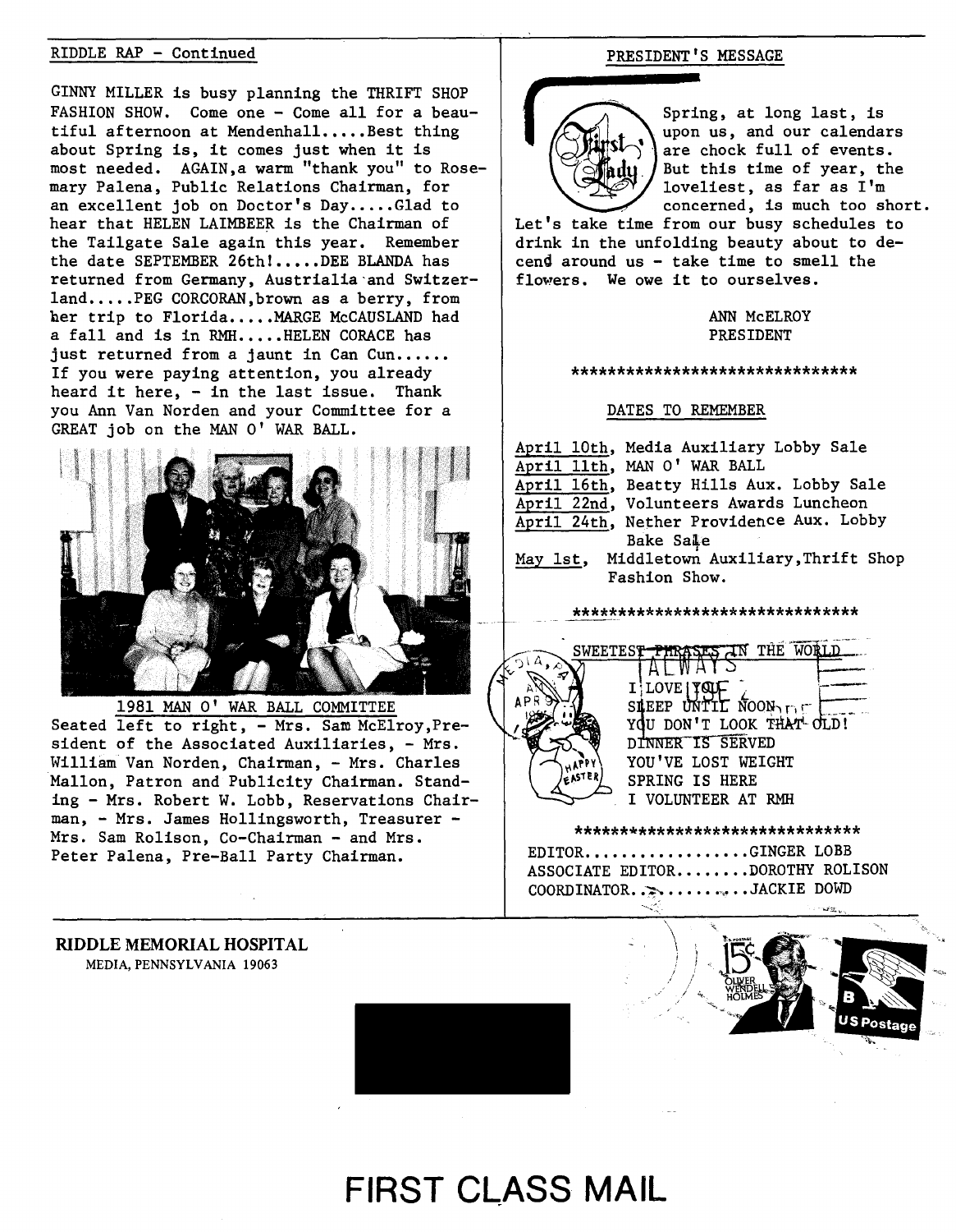## RIDDLE RAP - Continued

GINNY MILLER is busy planning the THRIFT SHOP FASHION SHOW. Come one - Come all for a beautiful afternoon at Mendenhall.....Best thing about Spring is, it comes just when it is most needed. AGAIN,a warm "thank you" to Rosemary Palena, Public Relations Chairman, for an excellent job on Doctor's Day.....Glad to hear that HELEN LAIMBEER is the Chairman of the Tailgate Sale again this year. Remember the date SEPTEMBER 26th!.....DEE BLANDA has returned from Germany, Austrialia and Switzerland.....PEG CORCORAN,brown as a berry, from her trip to Florida.....MARGE McCAUSLAND had a fall and is in RMH.....HELEN CORACE has just returned from a jaunt in Can Cun...... If you were paying attention, you already heard it here, - in the last issue. Thank you Ann Van Norden and your Committee for a GREAT job on the MAN O' WAR BALL.

1981 MAN O' WAR BALL COMMITTEE

Seated left to right, - Mrs. Sam McElroy,President of the Associated Auxiliaries, - Mrs. William Van Norden, Chairman, - Mrs. Charles Mallon, Patron and Publicity Chairman. Standing - Mrs. Robert W. Lobb, Reservations Chairman, - Mrs. James Hollingsworth, Treasurer - Mrs. Sam Rolison, Co-Chairman - and Mrs. Peter Palena, Pre-Ball Party Chairman.

## PRESIDENT'S MESSAGE

First Lady

Spring, at long last, is upon us, and our calendars are chock full of events. But this time of year, the loveliest, as far as I'm concerned, is much too short. Let's take time from our busy schedules to drink in the unfolding beauty about to decend around us - take time to smell the flowers. We owe it to ourselves.

ANN McELROY
PRESIDENT

*******************************

## DATES TO REMEMBER

April 10th, Media Auxiliary Lobby Sale
April 11th, MAN O' WAR BALL
April 16th, Beatty Hills Aux. Lobby Sale
April 22nd, Volunteers Awards Luncheon
April 24th, Nether Providence Aux. Lobby Bake Sale
May 1st, Middletown Auxiliary,Thrift Shop Fashion Show.

*******************************

SWEETEST PHRASES IN THE WORLD

I LOVE YOU
SLEEP UNTIL NOON
YOU DON'T LOOK THAT OLD!
DINNER IS SERVED
YOU'VE LOST WEIGHT
SPRING IS HERE
I VOLUNTEER AT RMH

HAPPY EASTER

*******************************

EDITOR..................GINGER LOBB
ASSOCIATE EDITOR........DOROTHY ROLISON
COORDINATOR.............JACKIE DOWD

**RIDDLE MEMORIAL HOSPITAL**
MEDIA, PENNSYLVANIA 19063

# FIRST CLASS MAIL